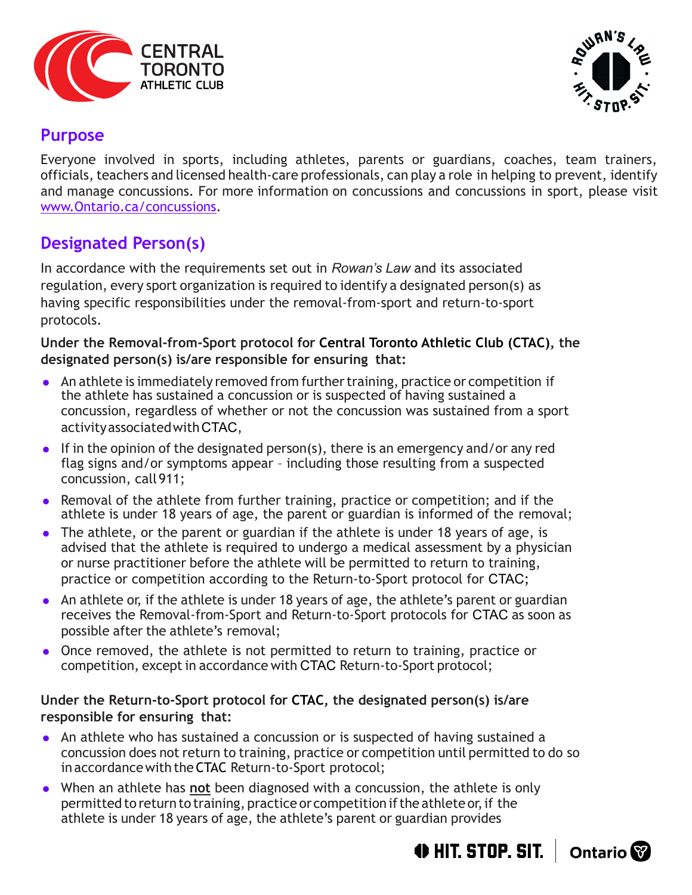## Purpose

Everyone involved in sports, including athletes, parents or guardians, coaches, team trainers, officials, teachers and licensed health-care professionals, can play a role in helping to prevent, identify and manage concussions. For more information on concussions and concussions in sport, please visit www.Ontario.ca/concussions.

## Designated Person(s)

In accordance with the requirements set out in *Rowan's Law* and its associated regulation, every sport organization is required to identify a designated person(s) as having specific responsibilities under the removal-from-sport and return-to-sport protocols.

**Under the Removal-from-Sport protocol for Central Toronto Athletic Club (CTAC), the designated person(s) is/are responsible for ensuring that:**

- An athlete is immediately removed from further training, practice or competition if the athlete has sustained a concussion or is suspected of having sustained a concussion, regardless of whether or not the concussion was sustained from a sport activity associated with CTAC,
- If in the opinion of the designated person(s), there is an emergency and/or any red flag signs and/or symptoms appear – including those resulting from a suspected concussion, call 911;
- Removal of the athlete from further training, practice or competition; and if the athlete is under 18 years of age, the parent or guardian is informed of the removal;
- The athlete, or the parent or guardian if the athlete is under 18 years of age, is advised that the athlete is required to undergo a medical assessment by a physician or nurse practitioner before the athlete will be permitted to return to training, practice or competition according to the Return-to-Sport protocol for CTAC;
- An athlete or, if the athlete is under 18 years of age, the athlete's parent or guardian receives the Removal-from-Sport and Return-to-Sport protocols for CTAC as soon as possible after the athlete's removal;
- Once removed, the athlete is not permitted to return to training, practice or competition, except in accordance with CTAC Return-to-Sport protocol;

**Under the Return-to-Sport protocol for CTAC, the designated person(s) is/are responsible for ensuring that:**

- An athlete who has sustained a concussion or is suspected of having sustained a concussion does not return to training, practice or competition until permitted to do so in accordance with the CTAC Return-to-Sport protocol;
- When an athlete has **not** been diagnosed with a concussion, the athlete is only permitted to return to training, practice or competition if the athlete or, if the athlete is under 18 years of age, the athlete's parent or guardian provides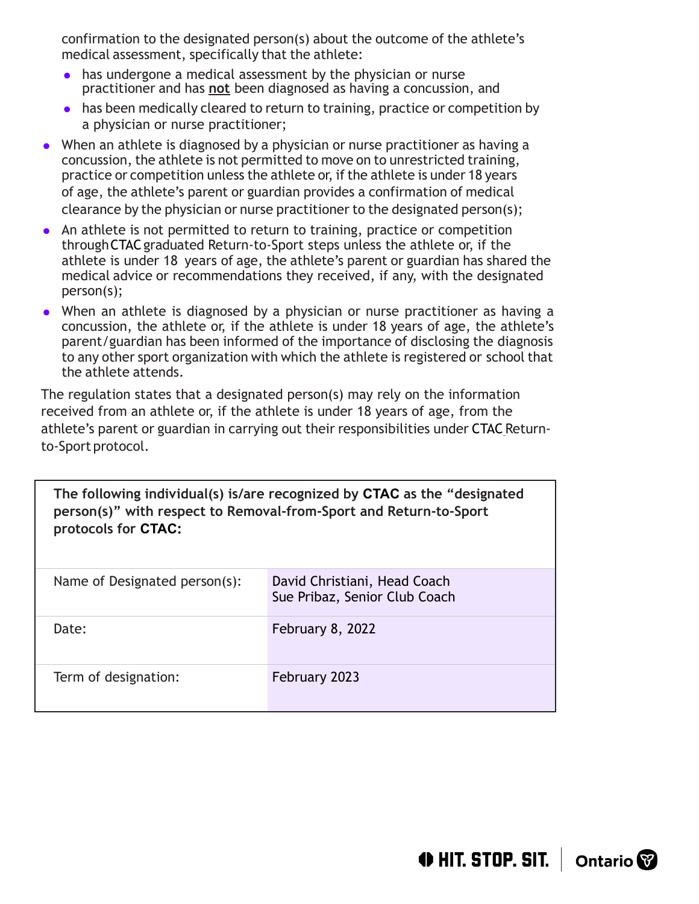confirmation to the designated person(s) about the outcome of the athlete's medical assessment, specifically that the athlete:

    - has undergone a medical assessment by the physician or nurse practitioner and has **not** been diagnosed as having a concussion, and
    - has been medically cleared to return to training, practice or competition by a physician or nurse practitioner;

- When an athlete is diagnosed by a physician or nurse practitioner as having a concussion, the athlete is not permitted to move on to unrestricted training, practice or competition unless the athlete or, if the athlete is under 18 years of age, the athlete's parent or guardian provides a confirmation of medical clearance by the physician or nurse practitioner to the designated person(s);
- An athlete is not permitted to return to training, practice or competition through CTAC graduated Return-to-Sport steps unless the athlete or, if the athlete is under 18 years of age, the athlete's parent or guardian has shared the medical advice or recommendations they received, if any, with the designated person(s);
- When an athlete is diagnosed by a physician or nurse practitioner as having a concussion, the athlete or, if the athlete is under 18 years of age, the athlete's parent/guardian has been informed of the importance of disclosing the diagnosis to any other sport organization with which the athlete is registered or school that the athlete attends.

The regulation states that a designated person(s) may rely on the information received from an athlete or, if the athlete is under 18 years of age, from the athlete's parent or guardian in carrying out their responsibilities under CTAC Return-to-Sport protocol.

**The following individual(s) is/are recognized by CTAC as the "designated person(s)" with respect to Removal-from-Sport and Return-to-Sport protocols for CTAC:**

| | |
|---|---|
| Name of Designated person(s): | David Christiani, Head Coach<br>Sue Pribaz, Senior Club Coach |
| Date: | February 8, 2022 |
| Term of designation: | February 2023 |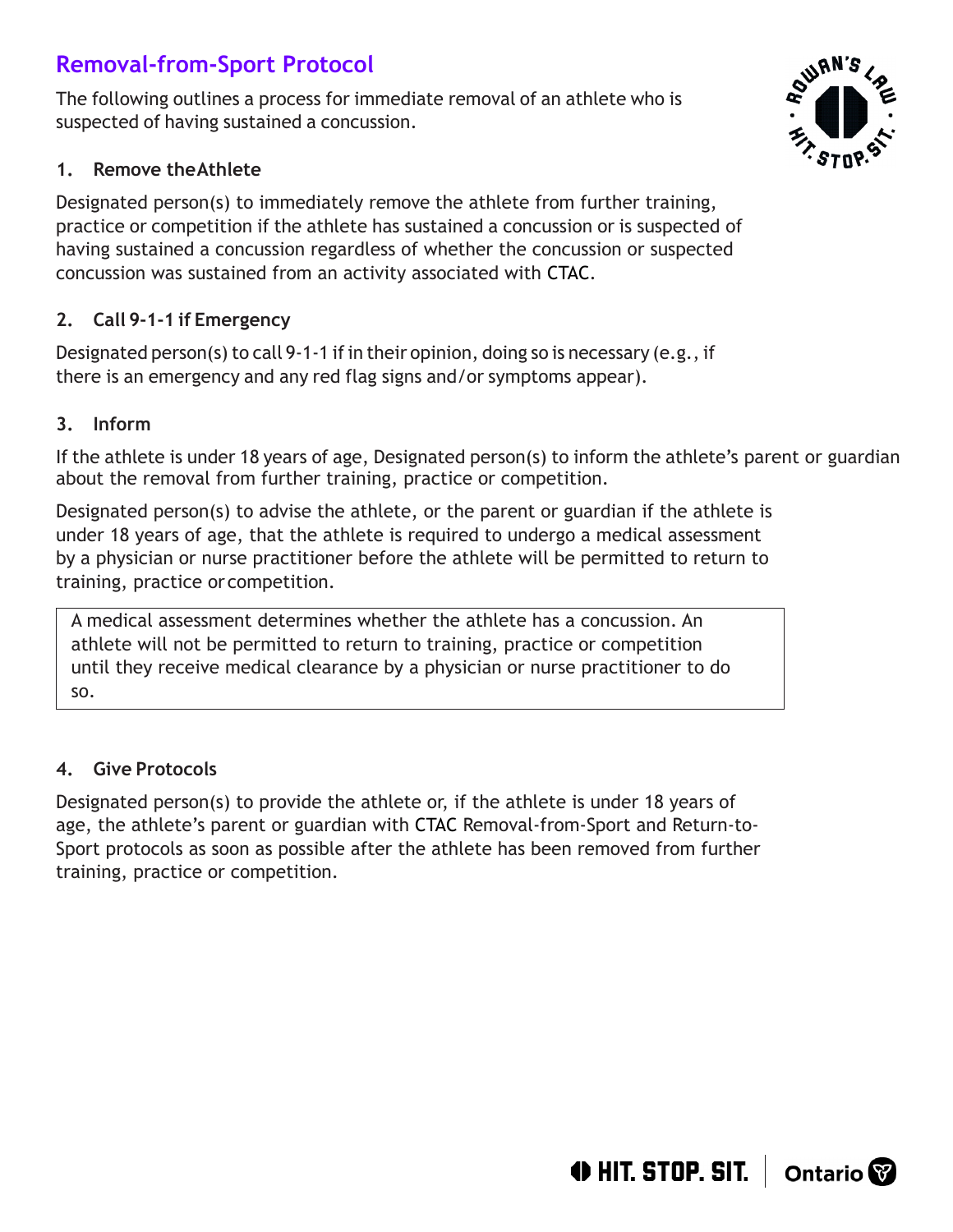## Removal-from-Sport Protocol

The following outlines a process for immediate removal of an athlete who is suspected of having sustained a concussion.

### 1. Remove the Athlete

Designated person(s) to immediately remove the athlete from further training, practice or competition if the athlete has sustained a concussion or is suspected of having sustained a concussion regardless of whether the concussion or suspected concussion was sustained from an activity associated with CTAC.

### 2. Call 9-1-1 if Emergency

Designated person(s) to call 9-1-1 if in their opinion, doing so is necessary (e.g., if there is an emergency and any red flag signs and/or symptoms appear).

### 3. Inform

If the athlete is under 18 years of age, Designated person(s) to inform the athlete's parent or guardian about the removal from further training, practice or competition.

Designated person(s) to advise the athlete, or the parent or guardian if the athlete is under 18 years of age, that the athlete is required to undergo a medical assessment by a physician or nurse practitioner before the athlete will be permitted to return to training, practice or competition.

> A medical assessment determines whether the athlete has a concussion. An athlete will not be permitted to return to training, practice or competition until they receive medical clearance by a physician or nurse practitioner to do so.

### 4. Give Protocols

Designated person(s) to provide the athlete or, if the athlete is under 18 years of age, the athlete's parent or guardian with CTAC Removal-from-Sport and Return-to-Sport protocols as soon as possible after the athlete has been removed from further training, practice or competition.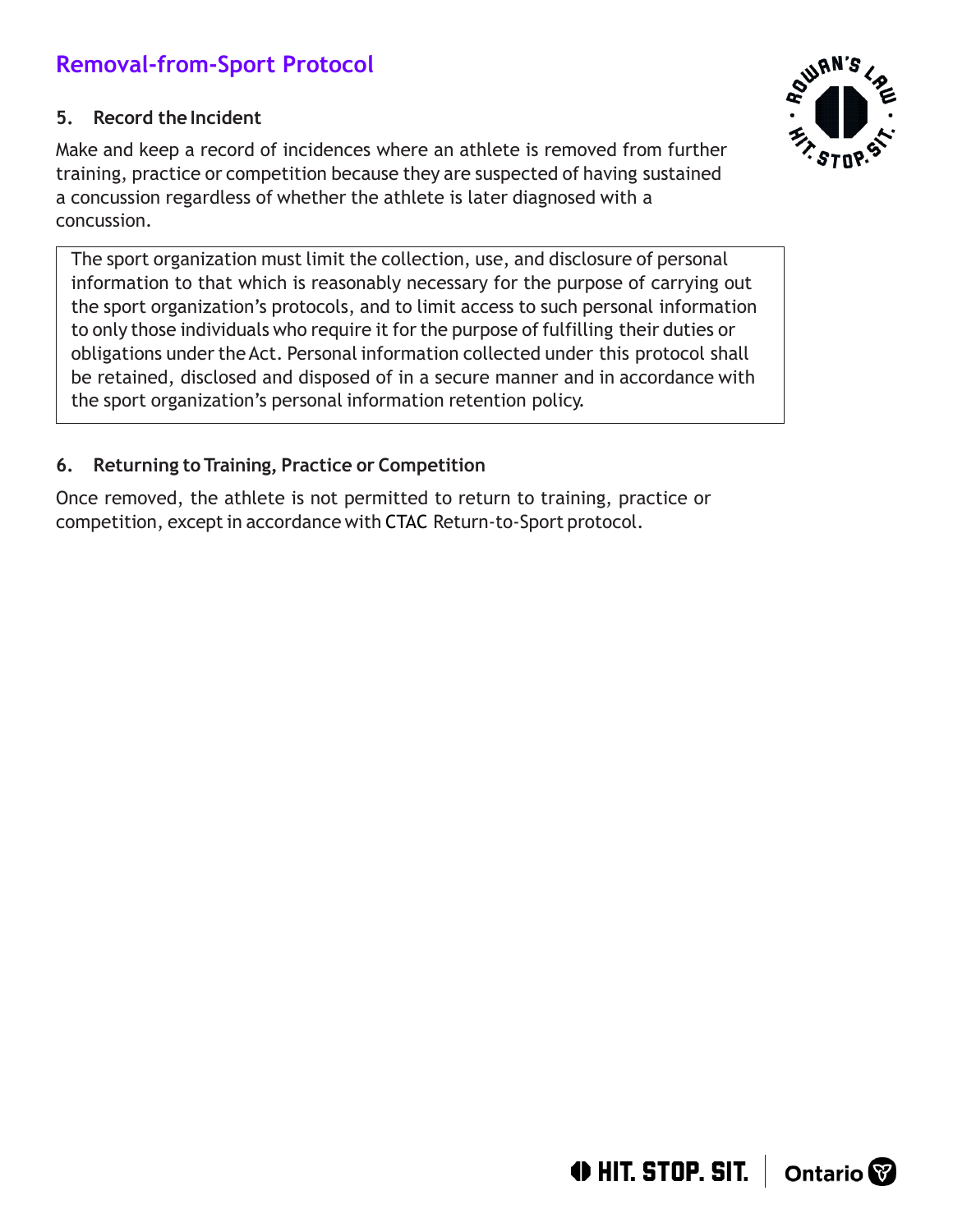## Removal-from-Sport Protocol

### 5. Record the Incident

Make and keep a record of incidences where an athlete is removed from further training, practice or competition because they are suspected of having sustained a concussion regardless of whether the athlete is later diagnosed with a concussion.

> The sport organization must limit the collection, use, and disclosure of personal information to that which is reasonably necessary for the purpose of carrying out the sport organization's protocols, and to limit access to such personal information to only those individuals who require it for the purpose of fulfilling their duties or obligations under the Act. Personal information collected under this protocol shall be retained, disclosed and disposed of in a secure manner and in accordance with the sport organization's personal information retention policy.

### 6. Returning to Training, Practice or Competition

Once removed, the athlete is not permitted to return to training, practice or competition, except in accordance with CTAC Return-to-Sport protocol.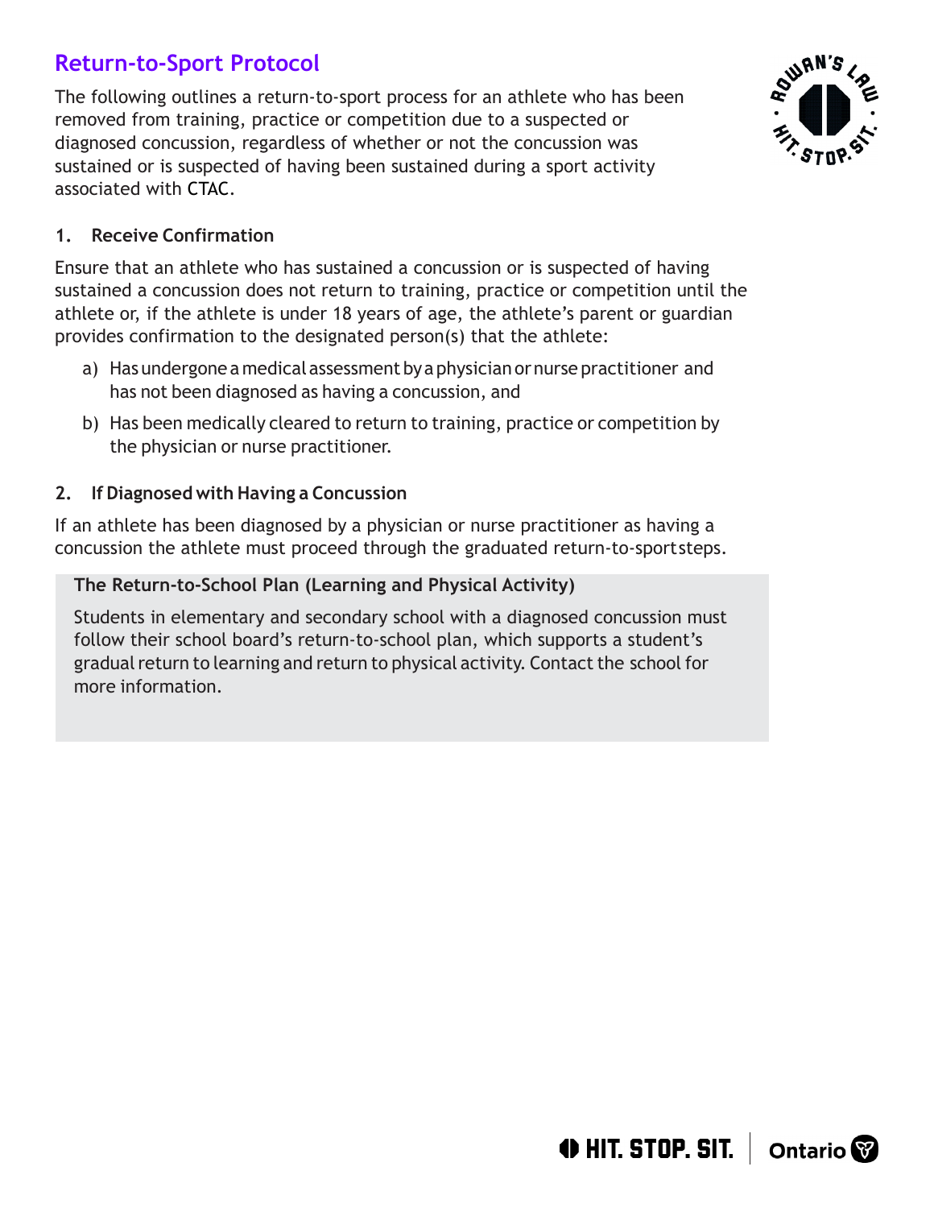## Return-to-Sport Protocol

The following outlines a return-to-sport process for an athlete who has been removed from training, practice or competition due to a suspected or diagnosed concussion, regardless of whether or not the concussion was sustained or is suspected of having been sustained during a sport activity associated with CTAC.

### 1. Receive Confirmation

Ensure that an athlete who has sustained a concussion or is suspected of having sustained a concussion does not return to training, practice or competition until the athlete or, if the athlete is under 18 years of age, the athlete's parent or guardian provides confirmation to the designated person(s) that the athlete:

a) Has undergone a medical assessment by a physician or nurse practitioner and has not been diagnosed as having a concussion, and

b) Has been medically cleared to return to training, practice or competition by the physician or nurse practitioner.

### 2. If Diagnosed with Having a Concussion

If an athlete has been diagnosed by a physician or nurse practitioner as having a concussion the athlete must proceed through the graduated return-to-sport steps.

**The Return-to-School Plan (Learning and Physical Activity)**

Students in elementary and secondary school with a diagnosed concussion must follow their school board's return-to-school plan, which supports a student's gradual return to learning and return to physical activity. Contact the school for more information.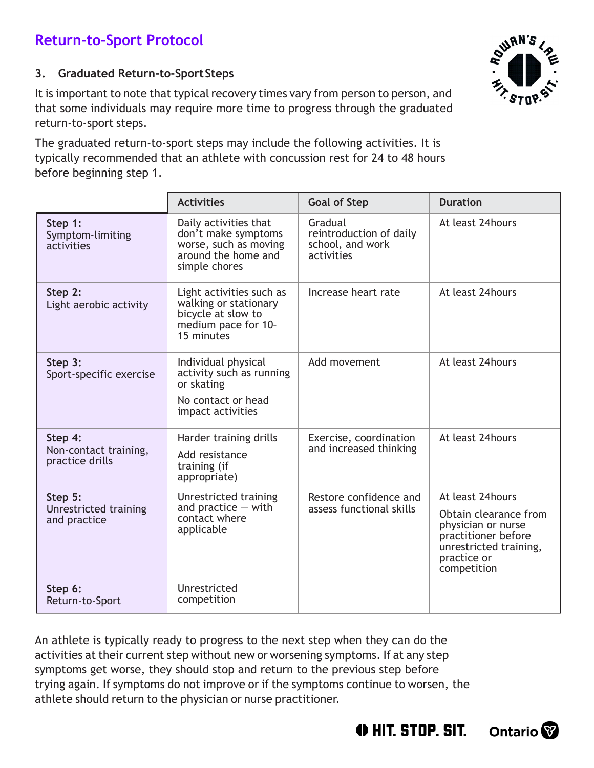## Return-to-Sport Protocol

### 3. Graduated Return-to-Sport Steps

It is important to note that typical recovery times vary from person to person, and that some individuals may require more time to progress through the graduated return-to-sport steps.

The graduated return-to-sport steps may include the following activities. It is typically recommended that an athlete with concussion rest for 24 to 48 hours before beginning step 1.

| | Activities | Goal of Step | Duration |
|---|---|---|---|
| **Step 1:** Symptom-limiting activities | Daily activities that don't make symptoms worse, such as moving around the home and simple chores | Gradual reintroduction of daily school, and work activities | At least 24hours |
| **Step 2:** Light aerobic activity | Light activities such as walking or stationary bicycle at slow to medium pace for 10-15 minutes | Increase heart rate | At least 24hours |
| **Step 3:** Sport-specific exercise | Individual physical activity such as running or skating<br>No contact or head impact activities | Add movement | At least 24hours |
| **Step 4:** Non-contact training, practice drills | Harder training drills<br>Add resistance training (if appropriate) | Exercise, coordination and increased thinking | At least 24hours |
| **Step 5:** Unrestricted training and practice | Unrestricted training and practice — with contact where applicable | Restore confidence and assess functional skills | At least 24hours<br>Obtain clearance from physician or nurse practitioner before unrestricted training, practice or competition |
| **Step 6:** Return-to-Sport | Unrestricted competition | | |

An athlete is typically ready to progress to the next step when they can do the activities at their current step without new or worsening symptoms. If at any step symptoms get worse, they should stop and return to the previous step before trying again. If symptoms do not improve or if the symptoms continue to worsen, the athlete should return to the physician or nurse practitioner.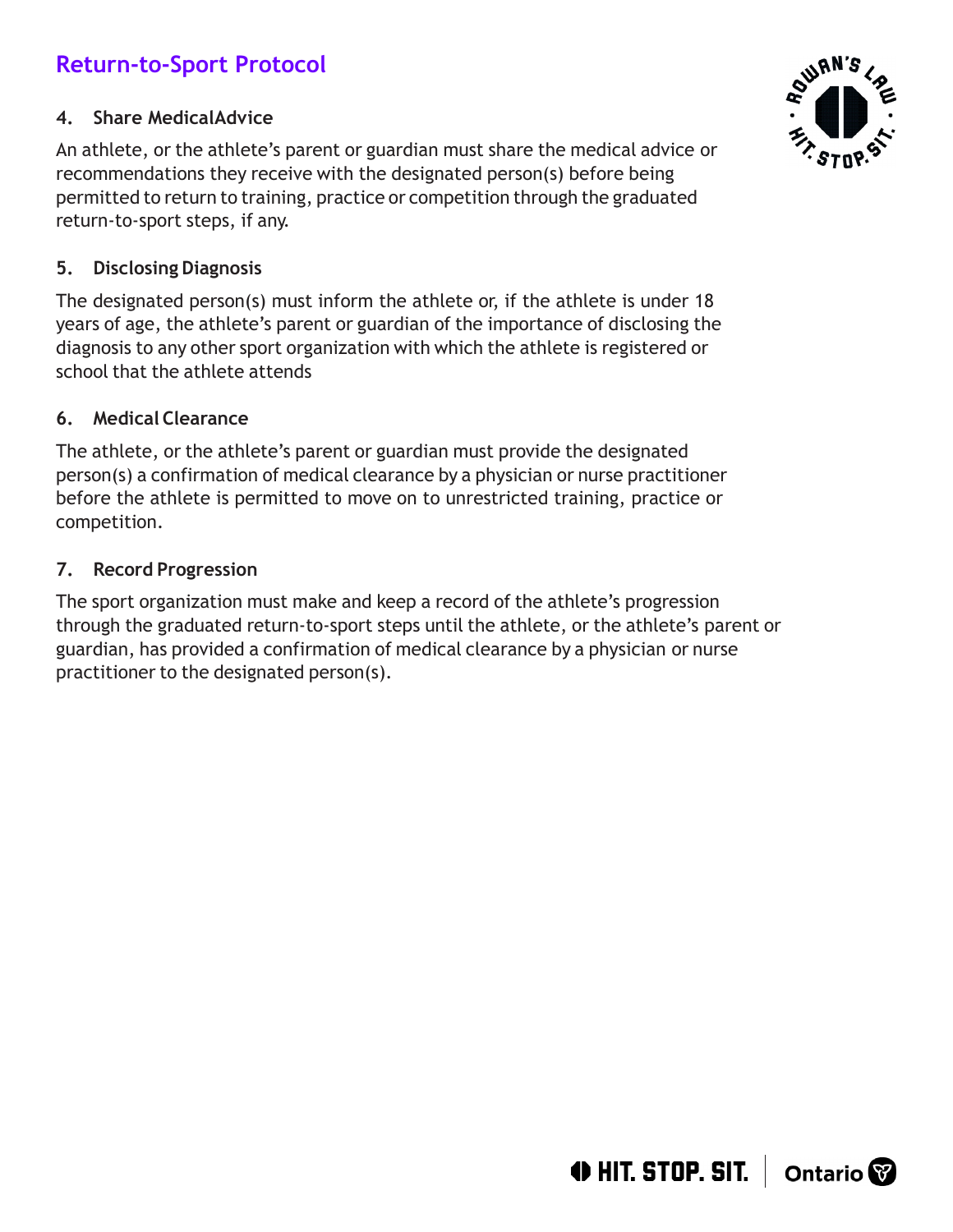## Return-to-Sport Protocol

### 4. Share MedicalAdvice

An athlete, or the athlete's parent or guardian must share the medical advice or recommendations they receive with the designated person(s) before being permitted to return to training, practice or competition through the graduated return-to-sport steps, if any.

### 5. Disclosing Diagnosis

The designated person(s) must inform the athlete or, if the athlete is under 18 years of age, the athlete's parent or guardian of the importance of disclosing the diagnosis to any other sport organization with which the athlete is registered or school that the athlete attends

### 6. Medical Clearance

The athlete, or the athlete's parent or guardian must provide the designated person(s) a confirmation of medical clearance by a physician or nurse practitioner before the athlete is permitted to move on to unrestricted training, practice or competition.

### 7. Record Progression

The sport organization must make and keep a record of the athlete's progression through the graduated return-to-sport steps until the athlete, or the athlete's parent or guardian, has provided a confirmation of medical clearance by a physician or nurse practitioner to the designated person(s).